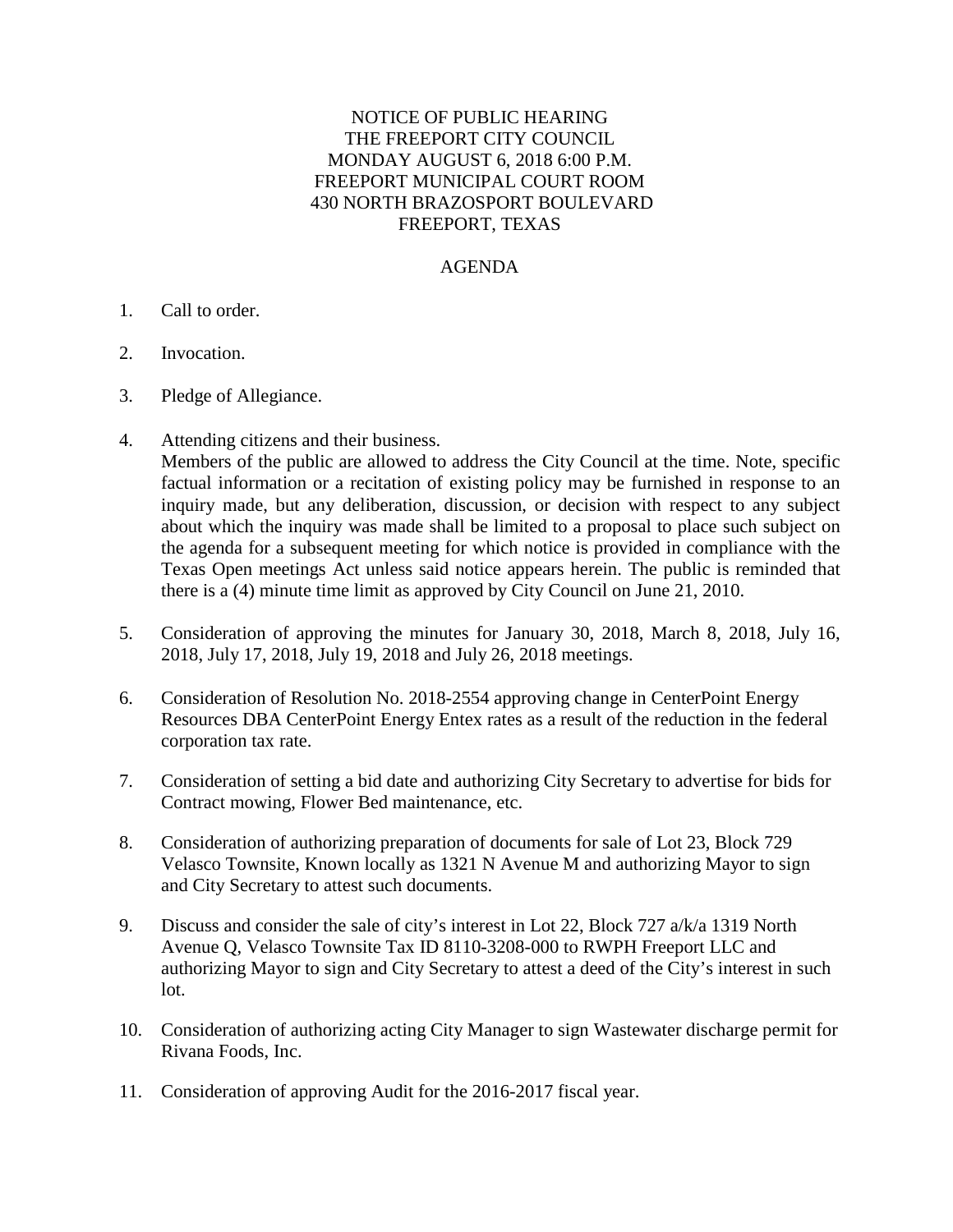NOTICE OF PUBLIC HEARING
THE FREEPORT CITY COUNCIL
MONDAY AUGUST 6, 2018 6:00 P.M.
FREEPORT MUNICIPAL COURT ROOM
430 NORTH BRAZOSPORT BOULEVARD
FREEPORT, TEXAS

AGENDA

1. Call to order.

2. Invocation.

3. Pledge of Allegiance.

4. Attending citizens and their business.
   Members of the public are allowed to address the City Council at the time. Note, specific factual information or a recitation of existing policy may be furnished in response to an inquiry made, but any deliberation, discussion, or decision with respect to any subject about which the inquiry was made shall be limited to a proposal to place such subject on the agenda for a subsequent meeting for which notice is provided in compliance with the Texas Open meetings Act unless said notice appears herein. The public is reminded that there is a (4) minute time limit as approved by City Council on June 21, 2010.

5. Consideration of approving the minutes for January 30, 2018, March 8, 2018, July 16, 2018, July 17, 2018, July 19, 2018 and July 26, 2018 meetings.

6. Consideration of Resolution No. 2018-2554 approving change in CenterPoint Energy Resources DBA CenterPoint Energy Entex rates as a result of the reduction in the federal corporation tax rate.

7. Consideration of setting a bid date and authorizing City Secretary to advertise for bids for Contract mowing, Flower Bed maintenance, etc.

8. Consideration of authorizing preparation of documents for sale of Lot 23, Block 729 Velasco Townsite, Known locally as 1321 N Avenue M and authorizing Mayor to sign and City Secretary to attest such documents.

9. Discuss and consider the sale of city's interest in Lot 22, Block 727 a/k/a 1319 North Avenue Q, Velasco Townsite Tax ID 8110-3208-000 to RWPH Freeport LLC and authorizing Mayor to sign and City Secretary to attest a deed of the City's interest in such lot.

10. Consideration of authorizing acting City Manager to sign Wastewater discharge permit for Rivana Foods, Inc.

11. Consideration of approving Audit for the 2016-2017 fiscal year.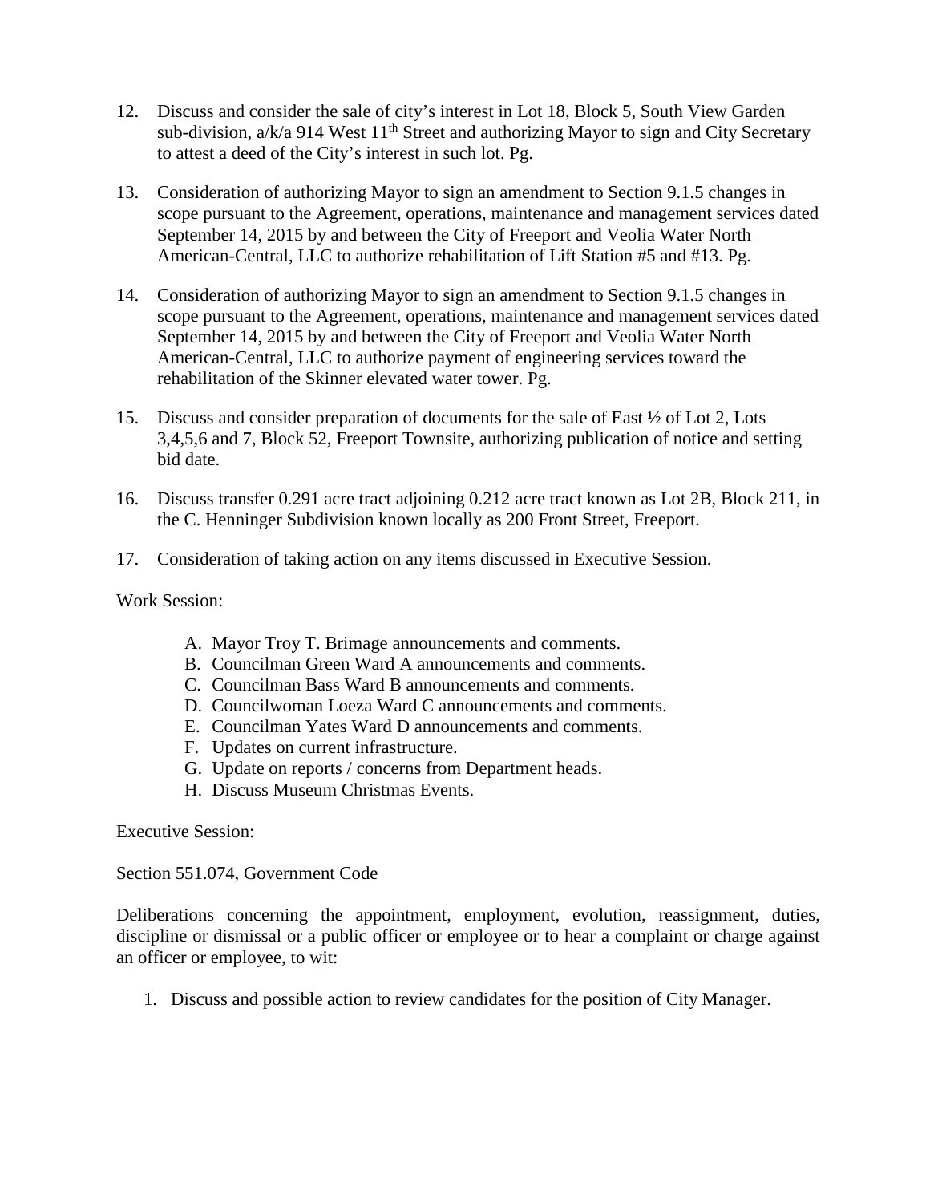12. Discuss and consider the sale of city's interest in Lot 18, Block 5, South View Garden sub-division, a/k/a 914 West 11th Street and authorizing Mayor to sign and City Secretary to attest a deed of the City's interest in such lot. Pg.

13. Consideration of authorizing Mayor to sign an amendment to Section 9.1.5 changes in scope pursuant to the Agreement, operations, maintenance and management services dated September 14, 2015 by and between the City of Freeport and Veolia Water North American-Central, LLC to authorize rehabilitation of Lift Station #5 and #13. Pg.

14. Consideration of authorizing Mayor to sign an amendment to Section 9.1.5 changes in scope pursuant to the Agreement, operations, maintenance and management services dated September 14, 2015 by and between the City of Freeport and Veolia Water North American-Central, LLC to authorize payment of engineering services toward the rehabilitation of the Skinner elevated water tower. Pg.

15. Discuss and consider preparation of documents for the sale of East ½ of Lot 2, Lots 3,4,5,6 and 7, Block 52, Freeport Townsite, authorizing publication of notice and setting bid date.

16. Discuss transfer 0.291 acre tract adjoining 0.212 acre tract known as Lot 2B, Block 211, in the C. Henninger Subdivision known locally as 200 Front Street, Freeport.

17. Consideration of taking action on any items discussed in Executive Session.

Work Session:

A. Mayor Troy T. Brimage announcements and comments.
B. Councilman Green Ward A announcements and comments.
C. Councilman Bass Ward B announcements and comments.
D. Councilwoman Loeza Ward C announcements and comments.
E. Councilman Yates Ward D announcements and comments.
F. Updates on current infrastructure.
G. Update on reports / concerns from Department heads.
H. Discuss Museum Christmas Events.

Executive Session:

Section 551.074, Government Code

Deliberations concerning the appointment, employment, evolution, reassignment, duties, discipline or dismissal or a public officer or employee or to hear a complaint or charge against an officer or employee, to wit:

1. Discuss and possible action to review candidates for the position of City Manager.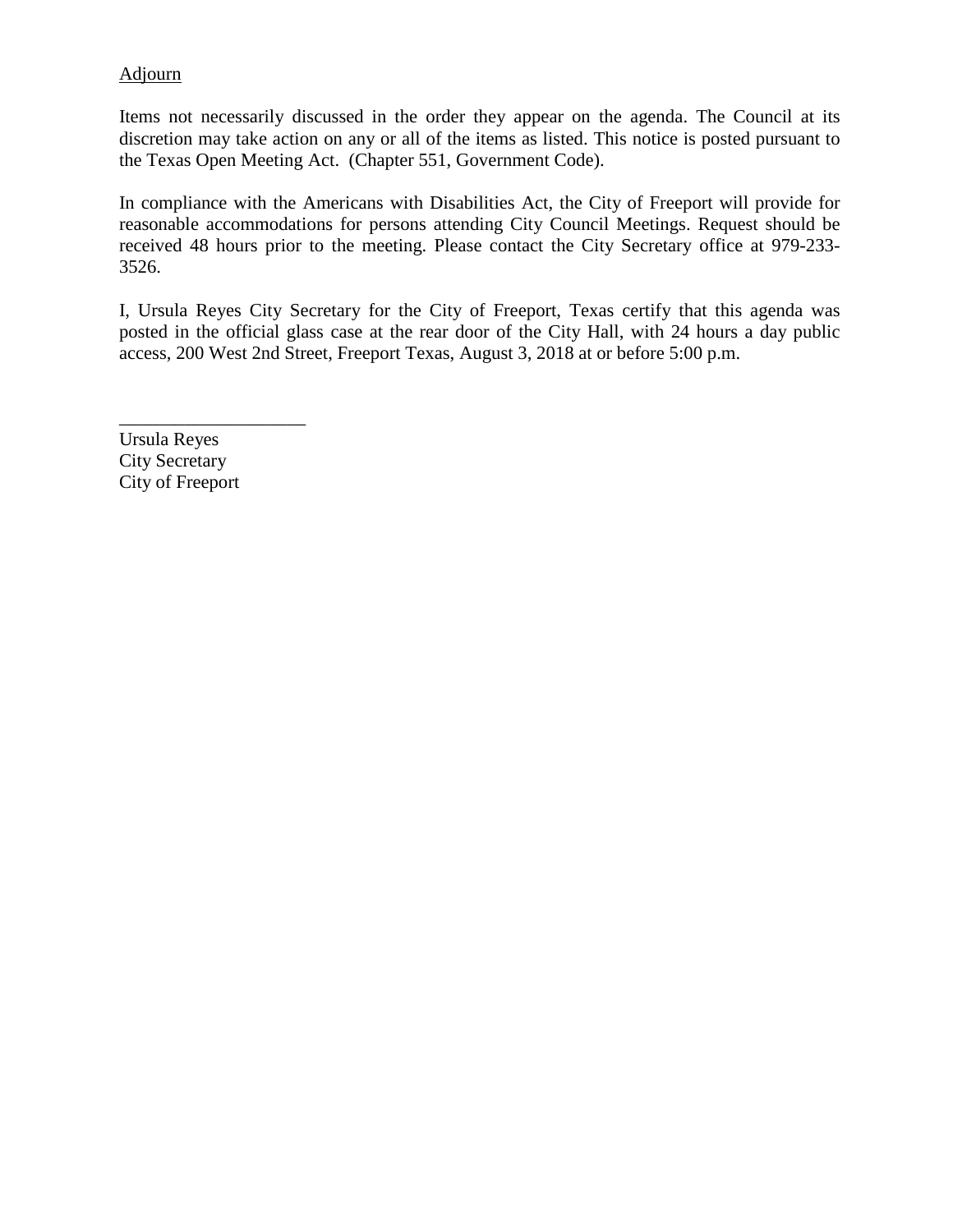Adjourn

Items not necessarily discussed in the order they appear on the agenda. The Council at its discretion may take action on any or all of the items as listed. This notice is posted pursuant to the Texas Open Meeting Act. (Chapter 551, Government Code).

In compliance with the Americans with Disabilities Act, the City of Freeport will provide for reasonable accommodations for persons attending City Council Meetings. Request should be received 48 hours prior to the meeting. Please contact the City Secretary office at 979-233-3526.

I, Ursula Reyes City Secretary for the City of Freeport, Texas certify that this agenda was posted in the official glass case at the rear door of the City Hall, with 24 hours a day public access, 200 West 2nd Street, Freeport Texas, August 3, 2018 at or before 5:00 p.m.

_____________________

Ursula Reyes
City Secretary
City of Freeport